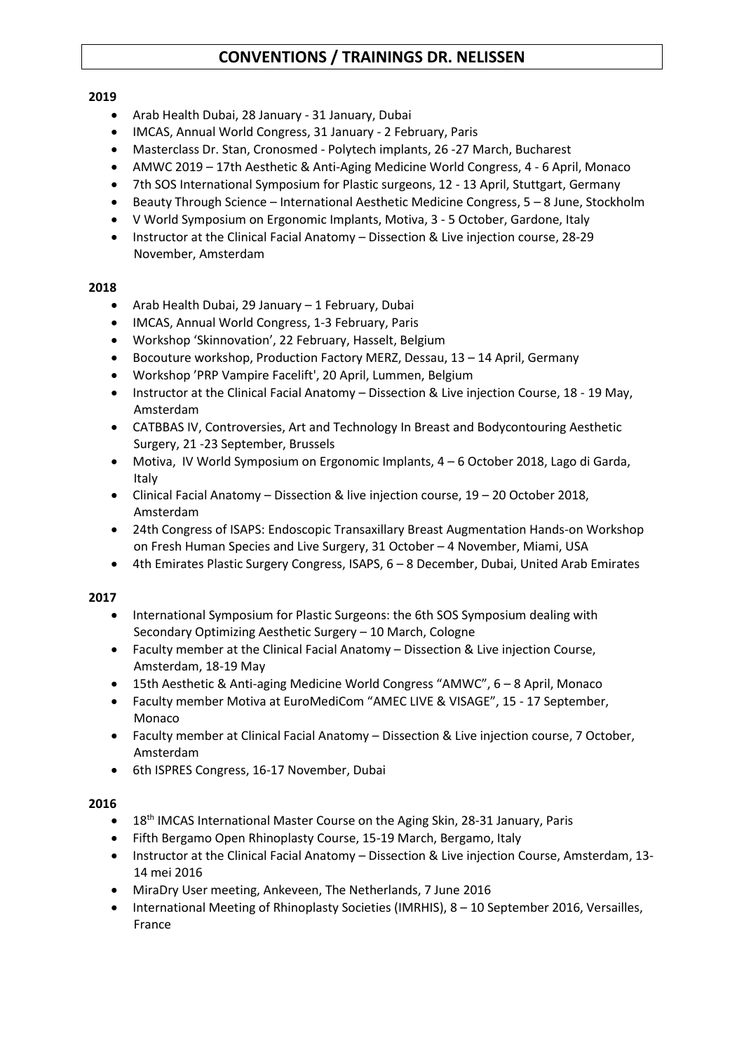# CONVENTIONS / TRAININGS DR. NELISSEN

**2019**

- Arab Health Dubai, 28 January - 31 January, Dubai
- IMCAS, Annual World Congress, 31 January - 2 February, Paris
- Masterclass Dr. Stan, Cronosmed - Polytech implants, 26 -27 March, Bucharest
- AMWC 2019 – 17th Aesthetic & Anti-Aging Medicine World Congress, 4 - 6 April, Monaco
- 7th SOS International Symposium for Plastic surgeons, 12 - 13 April, Stuttgart, Germany
- Beauty Through Science – International Aesthetic Medicine Congress, 5 – 8 June, Stockholm
- V World Symposium on Ergonomic Implants, Motiva, 3 - 5 October, Gardone, Italy
- Instructor at the Clinical Facial Anatomy – Dissection & Live injection course, 28-29 November, Amsterdam

**2018**

- Arab Health Dubai, 29 January – 1 February, Dubai
- IMCAS, Annual World Congress, 1-3 February, Paris
- Workshop 'Skinnovation', 22 February, Hasselt, Belgium
- Bocouture workshop, Production Factory MERZ, Dessau, 13 – 14 April, Germany
- Workshop 'PRP Vampire Facelift', 20 April, Lummen, Belgium
- Instructor at the Clinical Facial Anatomy – Dissection & Live injection Course, 18 - 19 May, Amsterdam
- CATBBAS IV, Controversies, Art and Technology In Breast and Bodycontouring Aesthetic Surgery, 21 -23 September, Brussels
- Motiva, IV World Symposium on Ergonomic Implants, 4 – 6 October 2018, Lago di Garda, Italy
- Clinical Facial Anatomy – Dissection & live injection course, 19 – 20 October 2018, Amsterdam
- 24th Congress of ISAPS: Endoscopic Transaxillary Breast Augmentation Hands-on Workshop on Fresh Human Species and Live Surgery, 31 October – 4 November, Miami, USA
- 4th Emirates Plastic Surgery Congress, ISAPS, 6 – 8 December, Dubai, United Arab Emirates

**2017**

- International Symposium for Plastic Surgeons: the 6th SOS Symposium dealing with Secondary Optimizing Aesthetic Surgery – 10 March, Cologne
- Faculty member at the Clinical Facial Anatomy – Dissection & Live injection Course, Amsterdam, 18-19 May
- 15th Aesthetic & Anti-aging Medicine World Congress "AMWC", 6 – 8 April, Monaco
- Faculty member Motiva at EuroMediCom "AMEC LIVE & VISAGE", 15 - 17 September, Monaco
- Faculty member at Clinical Facial Anatomy – Dissection & Live injection course, 7 October, Amsterdam
- 6th ISPRES Congress, 16-17 November, Dubai

**2016**

- 18th IMCAS International Master Course on the Aging Skin, 28-31 January, Paris
- Fifth Bergamo Open Rhinoplasty Course, 15-19 March, Bergamo, Italy
- Instructor at the Clinical Facial Anatomy – Dissection & Live injection Course, Amsterdam, 13-14 mei 2016
- MiraDry User meeting, Ankeveen, The Netherlands, 7 June 2016
- International Meeting of Rhinoplasty Societies (IMRHIS), 8 – 10 September 2016, Versailles, France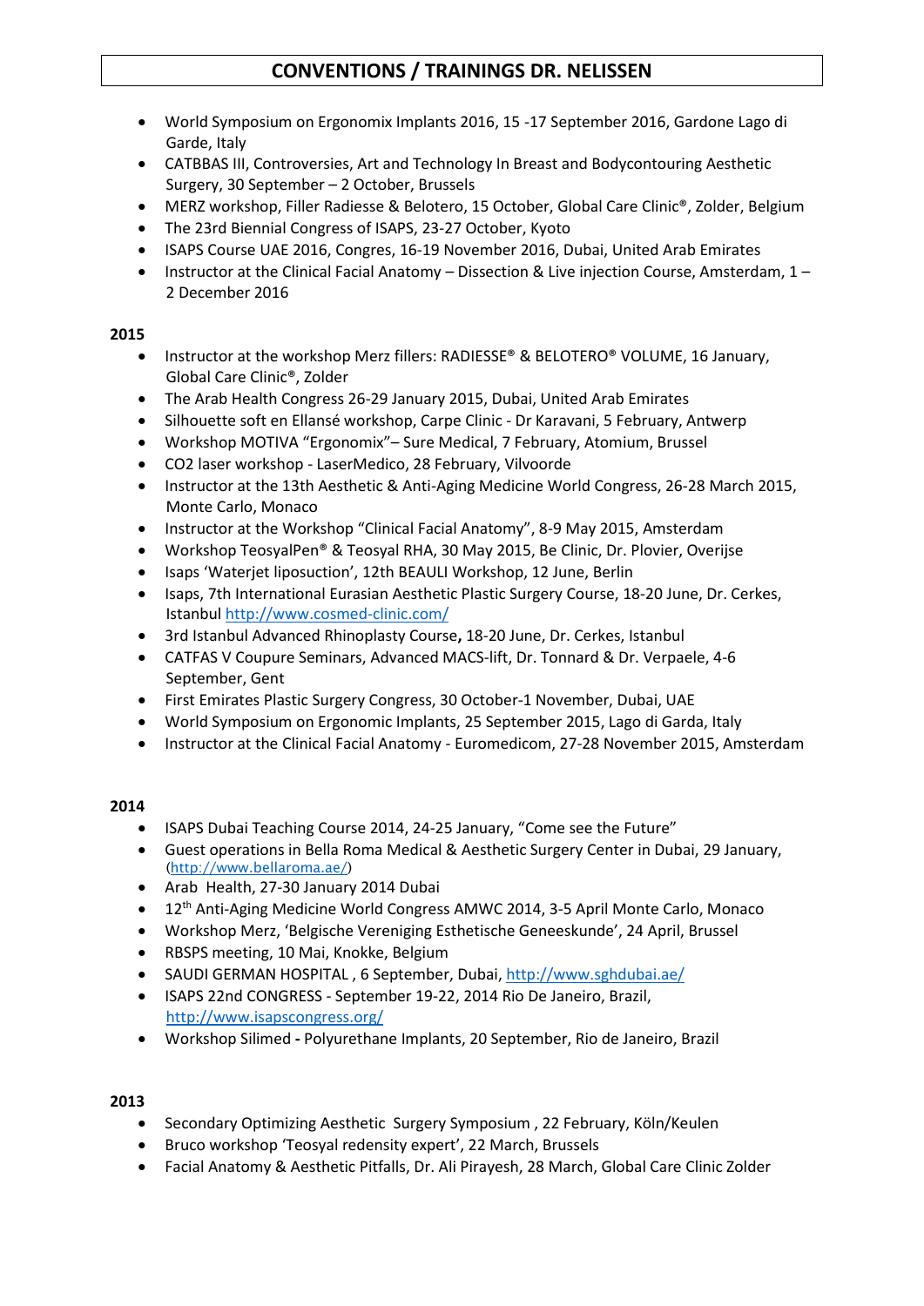# CONVENTIONS / TRAININGS DR. NELISSEN

- World Symposium on Ergonomix Implants 2016, 15 -17 September 2016, Gardone Lago di Garde, Italy
- CATBBAS III, Controversies, Art and Technology In Breast and Bodycontouring Aesthetic Surgery, 30 September – 2 October, Brussels
- MERZ workshop, Filler Radiesse & Belotero, 15 October, Global Care Clinic®, Zolder, Belgium
- The 23rd Biennial Congress of ISAPS, 23-27 October, Kyoto
- ISAPS Course UAE 2016, Congres, 16-19 November 2016, Dubai, United Arab Emirates
- Instructor at the Clinical Facial Anatomy – Dissection & Live injection Course, Amsterdam, 1 – 2 December 2016

**2015**

- Instructor at the workshop Merz fillers: RADIESSE® & BELOTERO® VOLUME, 16 January, Global Care Clinic®, Zolder
- The Arab Health Congress 26-29 January 2015, Dubai, United Arab Emirates
- Silhouette soft en Ellansé workshop, Carpe Clinic - Dr Karavani, 5 February, Antwerp
- Workshop MOTIVA "Ergonomix"– Sure Medical, 7 February, Atomium, Brussel
- CO2 laser workshop - LaserMedico, 28 February, Vilvoorde
- Instructor at the 13th Aesthetic & Anti-Aging Medicine World Congress, 26-28 March 2015, Monte Carlo, Monaco
- Instructor at the Workshop "Clinical Facial Anatomy", 8-9 May 2015, Amsterdam
- Workshop TeosyalPen® & Teosyal RHA, 30 May 2015, Be Clinic, Dr. Plovier, Overijse
- Isaps 'Waterjet liposuction', 12th BEAULI Workshop, 12 June, Berlin
- Isaps, 7th International Eurasian Aesthetic Plastic Surgery Course, 18-20 June, Dr. Cerkes, Istanbul http://www.cosmed-clinic.com/
- 3rd Istanbul Advanced Rhinoplasty Course, 18-20 June, Dr. Cerkes, Istanbul
- CATFAS V Coupure Seminars, Advanced MACS-lift, Dr. Tonnard & Dr. Verpaele, 4-6 September, Gent
- First Emirates Plastic Surgery Congress, 30 October-1 November, Dubai, UAE
- World Symposium on Ergonomic Implants, 25 September 2015, Lago di Garda, Italy
- Instructor at the Clinical Facial Anatomy - Euromedicom, 27-28 November 2015, Amsterdam

**2014**

- ISAPS Dubai Teaching Course 2014, 24-25 January, "Come see the Future"
- Guest operations in Bella Roma Medical & Aesthetic Surgery Center in Dubai, 29 January, (http://www.bellaroma.ae/)
- Arab Health, 27-30 January 2014 Dubai
- 12th Anti-Aging Medicine World Congress AMWC 2014, 3-5 April Monte Carlo, Monaco
- Workshop Merz, 'Belgische Vereniging Esthetische Geneeskunde', 24 April, Brussel
- RBSPS meeting, 10 Mai, Knokke, Belgium
- SAUDI GERMAN HOSPITAL , 6 September, Dubai, http://www.sghdubai.ae/
- ISAPS 22nd CONGRESS - September 19-22, 2014 Rio De Janeiro, Brazil, http://www.isapscongress.org/
- Workshop Silimed **-** Polyurethane Implants, 20 September, Rio de Janeiro, Brazil

**2013**

- Secondary Optimizing Aesthetic Surgery Symposium , 22 February, Köln/Keulen
- Bruco workshop 'Teosyal redensity expert', 22 March, Brussels
- Facial Anatomy & Aesthetic Pitfalls, Dr. Ali Pirayesh, 28 March, Global Care Clinic Zolder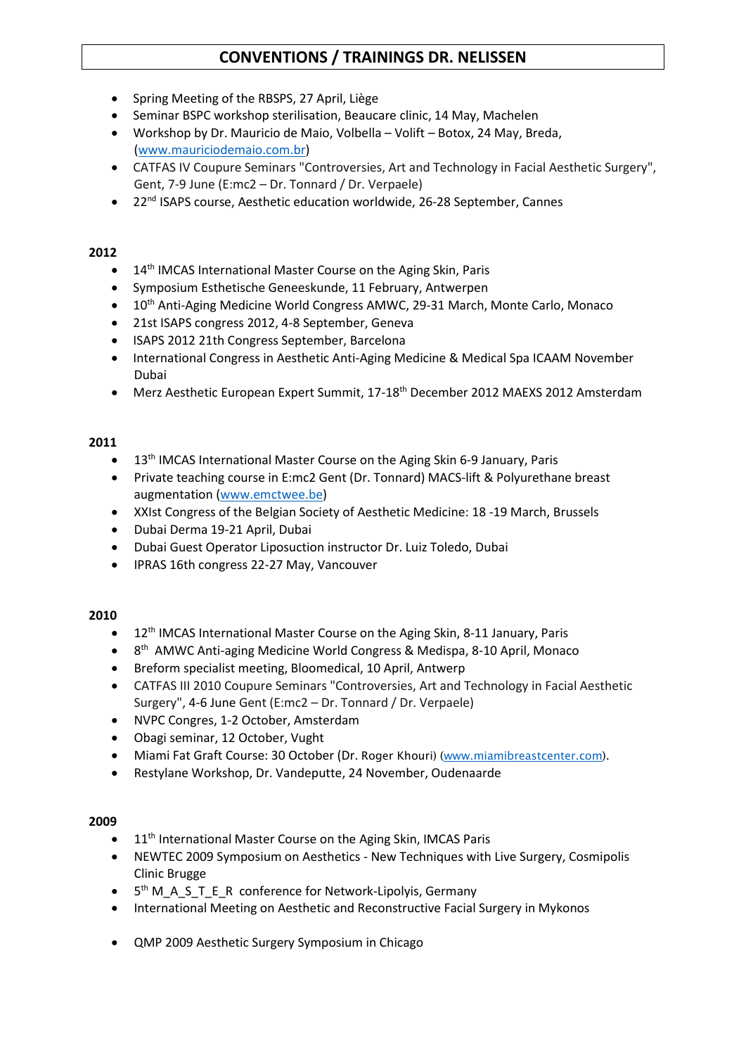# CONVENTIONS / TRAININGS DR. NELISSEN

- Spring Meeting of the RBSPS, 27 April, Liège
- Seminar BSPC workshop sterilisation, Beaucare clinic, 14 May, Machelen
- Workshop by Dr. Mauricio de Maio, Volbella – Volift – Botox, 24 May, Breda, (www.mauriciodemaio.com.br)
- CATFAS IV Coupure Seminars "Controversies, Art and Technology in Facial Aesthetic Surgery", Gent, 7-9 June (E:mc2 – Dr. Tonnard / Dr. Verpaele)
- 22nd ISAPS course, Aesthetic education worldwide, 26-28 September, Cannes

**2012**

- 14th IMCAS International Master Course on the Aging Skin, Paris
- Symposium Esthetische Geneeskunde, 11 February, Antwerpen
- 10th Anti-Aging Medicine World Congress AMWC, 29-31 March, Monte Carlo, Monaco
- 21st ISAPS congress 2012, 4-8 September, Geneva
- ISAPS 2012 21th Congress September, Barcelona
- International Congress in Aesthetic Anti-Aging Medicine & Medical Spa ICAAM November Dubai
- Merz Aesthetic European Expert Summit, 17-18th December 2012 MAEXS 2012 Amsterdam

**2011**

- 13th IMCAS International Master Course on the Aging Skin 6-9 January, Paris
- Private teaching course in E:mc2 Gent (Dr. Tonnard) MACS-lift & Polyurethane breast augmentation (www.emctwee.be)
- XXIst Congress of the Belgian Society of Aesthetic Medicine: 18 -19 March, Brussels
- Dubai Derma 19-21 April, Dubai
- Dubai Guest Operator Liposuction instructor Dr. Luiz Toledo, Dubai
- IPRAS 16th congress 22-27 May, Vancouver

**2010**

- 12th IMCAS International Master Course on the Aging Skin, 8-11 January, Paris
- 8th AMWC Anti-aging Medicine World Congress & Medispa, 8-10 April, Monaco
- Breform specialist meeting, Bloomedical, 10 April, Antwerp
- CATFAS III 2010 Coupure Seminars "Controversies, Art and Technology in Facial Aesthetic Surgery", 4-6 June Gent (E:mc2 – Dr. Tonnard / Dr. Verpaele)
- NVPC Congres, 1-2 October, Amsterdam
- Obagi seminar, 12 October, Vught
- Miami Fat Graft Course: 30 October (Dr. Roger Khouri) (www.miamibreastcenter.com).
- Restylane Workshop, Dr. Vandeputte, 24 November, Oudenaarde

**2009**

- 11th International Master Course on the Aging Skin, IMCAS Paris
- NEWTEC 2009 Symposium on Aesthetics - New Techniques with Live Surgery, Cosmipolis Clinic Brugge
- 5th M_A_S_T_E_R conference for Network-Lipolyis, Germany
- International Meeting on Aesthetic and Reconstructive Facial Surgery in Mykonos
- QMP 2009 Aesthetic Surgery Symposium in Chicago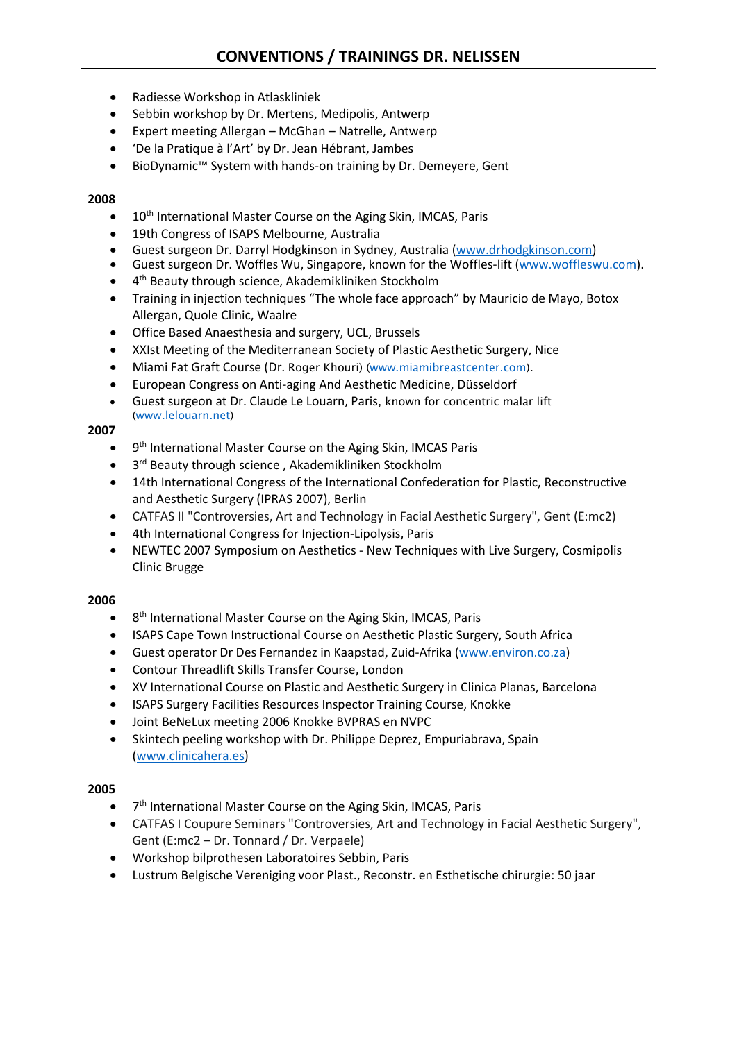# CONVENTIONS / TRAININGS DR. NELISSEN

- Radiesse Workshop in Atlaskliniek
- Sebbin workshop by Dr. Mertens, Medipolis, Antwerp
- Expert meeting Allergan – McGhan – Natrelle, Antwerp
- 'De la Pratique à l'Art' by Dr. Jean Hébrant, Jambes
- BioDynamic™ System with hands-on training by Dr. Demeyere, Gent

**2008**

- 10th International Master Course on the Aging Skin, IMCAS, Paris
- 19th Congress of ISAPS Melbourne, Australia
- Guest surgeon Dr. Darryl Hodgkinson in Sydney, Australia (www.drhodgkinson.com)
- Guest surgeon Dr. Woffles Wu, Singapore, known for the Woffles-lift (www.woffleswu.com).
- 4th Beauty through science, Akademikliniken Stockholm
- Training in injection techniques "The whole face approach" by Mauricio de Mayo, Botox Allergan, Quole Clinic, Waalre
- Office Based Anaesthesia and surgery, UCL, Brussels
- XXIst Meeting of the Mediterranean Society of Plastic Aesthetic Surgery, Nice
- Miami Fat Graft Course (Dr. Roger Khouri) (www.miamibreastcenter.com).
- European Congress on Anti-aging And Aesthetic Medicine, Düsseldorf
- Guest surgeon at Dr. Claude Le Louarn, Paris, known for concentric malar lift (www.lelouarn.net)

**2007**

- 9th International Master Course on the Aging Skin, IMCAS Paris
- 3rd Beauty through science , Akademikliniken Stockholm
- 14th International Congress of the International Confederation for Plastic, Reconstructive and Aesthetic Surgery (IPRAS 2007), Berlin
- CATFAS II "Controversies, Art and Technology in Facial Aesthetic Surgery", Gent (E:mc2)
- 4th International Congress for Injection-Lipolysis, Paris
- NEWTEC 2007 Symposium on Aesthetics - New Techniques with Live Surgery, Cosmipolis Clinic Brugge

**2006**

- 8th International Master Course on the Aging Skin, IMCAS, Paris
- ISAPS Cape Town Instructional Course on Aesthetic Plastic Surgery, South Africa
- Guest operator Dr Des Fernandez in Kaapstad, Zuid-Afrika (www.environ.co.za)
- Contour Threadlift Skills Transfer Course, London
- XV International Course on Plastic and Aesthetic Surgery in Clinica Planas, Barcelona
- ISAPS Surgery Facilities Resources Inspector Training Course, Knokke
- Joint BeNeLux meeting 2006 Knokke BVPRAS en NVPC
- Skintech peeling workshop with Dr. Philippe Deprez, Empuriabrava, Spain (www.clinicahera.es)

**2005**

- 7th International Master Course on the Aging Skin, IMCAS, Paris
- CATFAS I Coupure Seminars "Controversies, Art and Technology in Facial Aesthetic Surgery", Gent (E:mc2 – Dr. Tonnard / Dr. Verpaele)
- Workshop bilprothesen Laboratoires Sebbin, Paris
- Lustrum Belgische Vereniging voor Plast., Reconstr. en Esthetische chirurgie: 50 jaar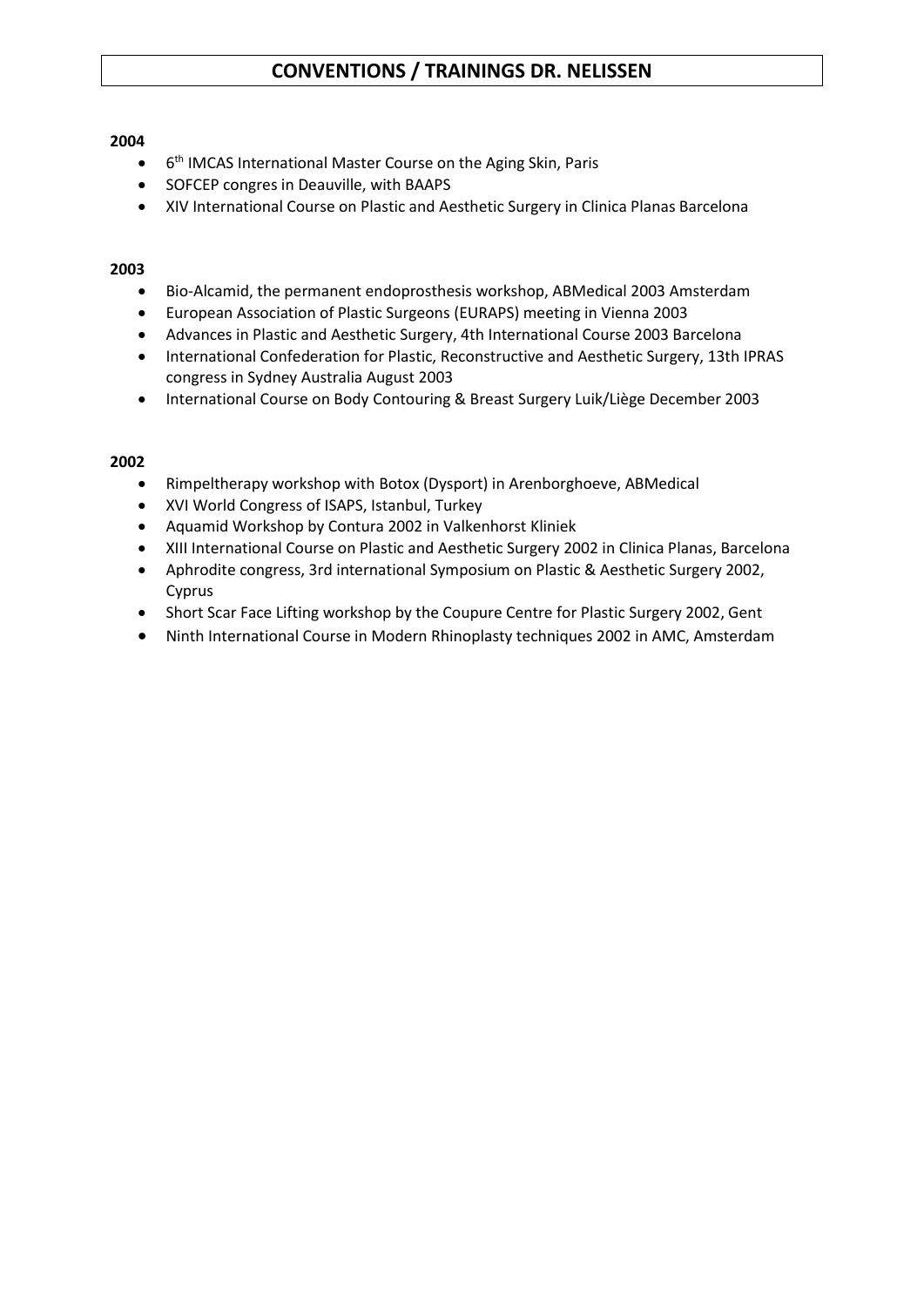# CONVENTIONS / TRAININGS DR. NELISSEN

**2004**

- 6th IMCAS International Master Course on the Aging Skin, Paris
- SOFCEP congres in Deauville, with BAAPS
- XIV International Course on Plastic and Aesthetic Surgery in Clinica Planas Barcelona

**2003**

- Bio-Alcamid, the permanent endoprosthesis workshop, ABMedical 2003 Amsterdam
- European Association of Plastic Surgeons (EURAPS) meeting in Vienna 2003
- Advances in Plastic and Aesthetic Surgery, 4th International Course 2003 Barcelona
- International Confederation for Plastic, Reconstructive and Aesthetic Surgery, 13th IPRAS congress in Sydney Australia August 2003
- International Course on Body Contouring & Breast Surgery Luik/Liège December 2003

**2002**

- Rimpeltherapy workshop with Botox (Dysport) in Arenborghoeve, ABMedical
- XVI World Congress of ISAPS, Istanbul, Turkey
- Aquamid Workshop by Contura 2002 in Valkenhorst Kliniek
- XIII International Course on Plastic and Aesthetic Surgery 2002 in Clinica Planas, Barcelona
- Aphrodite congress, 3rd international Symposium on Plastic & Aesthetic Surgery 2002, Cyprus
- Short Scar Face Lifting workshop by the Coupure Centre for Plastic Surgery 2002, Gent
- Ninth International Course in Modern Rhinoplasty techniques 2002 in AMC, Amsterdam